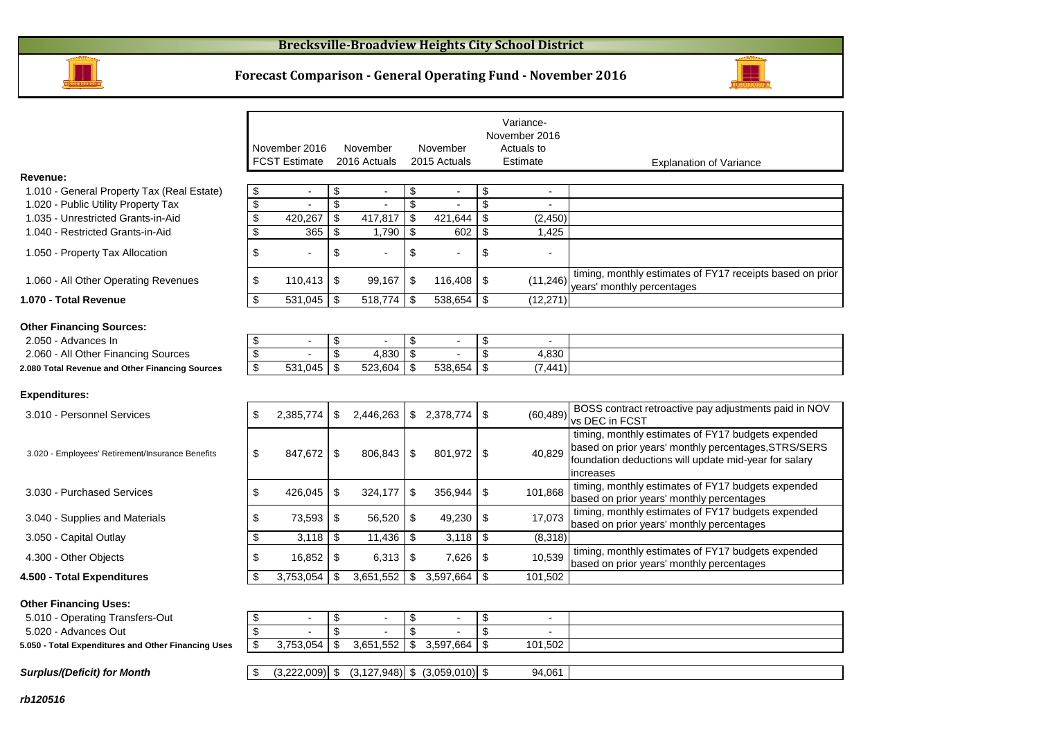# Brecksville-Broadview Heights City School District

## Forecast Comparison - General Operating Fund - November 2016

| | November 2016 FCST Estimate | November 2016 Actuals | November 2015 Actuals | Variance- November 2016 Actuals to Estimate | Explanation of Variance |
|---|---|---|---|---|---|
| **Revenue:** | | | | | |
| 1.010 - General Property Tax (Real Estate) | $ - | $ - | $ - | $ - | |
| 1.020 - Public Utility Property Tax | $ - | $ - | $ - | $ - | |
| 1.035 - Unrestricted Grants-in-Aid | $ 420,267 | $ 417,817 | $ 421,644 | $ (2,450) | |
| 1.040 - Restricted Grants-in-Aid | $ 365 | $ 1,790 | $ 602 | $ 1,425 | |
| 1.050 - Property Tax Allocation | $ - | $ - | $ - | $ - | |
| 1.060 - All Other Operating Revenues | $ 110,413 | $ 99,167 | $ 116,408 | $ (11,246) | timing, monthly estimates of FY17 receipts based on prior years' monthly percentages |
| **1.070 - Total Revenue** | $ 531,045 | $ 518,774 | $ 538,654 | $ (12,271) | |
| **Other Financing Sources:** | | | | | |
| 2.050 - Advances In | $ - | $ - | $ - | $ - | |
| 2.060 - All Other Financing Sources | $ - | $ 4,830 | $ - | $ 4,830 | |
| **2.080 Total Revenue and Other Financing Sources** | $ 531,045 | $ 523,604 | $ 538,654 | $ (7,441) | |
| **Expenditures:** | | | | | |
| 3.010 - Personnel Services | $ 2,385,774 | $ 2,446,263 | $ 2,378,774 | $ (60,489) | BOSS contract retroactive pay adjustments paid in NOV vs DEC in FCST |
| 3.020 - Employees' Retirement/Insurance Benefits | $ 847,672 | $ 806,843 | $ 801,972 | $ 40,829 | timing, monthly estimates of FY17 budgets expended based on prior years' monthly percentages,STRS/SERS foundation deductions will update mid-year for salary increases |
| 3.030 - Purchased Services | $ 426,045 | $ 324,177 | $ 356,944 | $ 101,868 | timing, monthly estimates of FY17 budgets expended based on prior years' monthly percentages |
| 3.040 - Supplies and Materials | $ 73,593 | $ 56,520 | $ 49,230 | $ 17,073 | timing, monthly estimates of FY17 budgets expended based on prior years' monthly percentages |
| 3.050 - Capital Outlay | $ 3,118 | $ 11,436 | $ 3,118 | $ (8,318) | |
| 4.300 - Other Objects | $ 16,852 | $ 6,313 | $ 7,626 | $ 10,539 | timing, monthly estimates of FY17 budgets expended based on prior years' monthly percentages |
| **4.500 - Total Expenditures** | $ 3,753,054 | $ 3,651,552 | $ 3,597,664 | $ 101,502 | |
| **Other Financing Uses:** | | | | | |
| 5.010 - Operating Transfers-Out | $ - | $ - | $ - | $ - | |
| 5.020 - Advances Out | $ - | $ - | $ - | $ - | |
| **5.050 - Total Expenditures and Other Financing Uses** | $ 3,753,054 | $ 3,651,552 | $ 3,597,664 | $ 101,502 | |
| ***Surplus/(Deficit) for Month*** | $ (3,222,009) | $ (3,127,948) | $ (3,059,010) | $ 94,061 | |

***rb120516***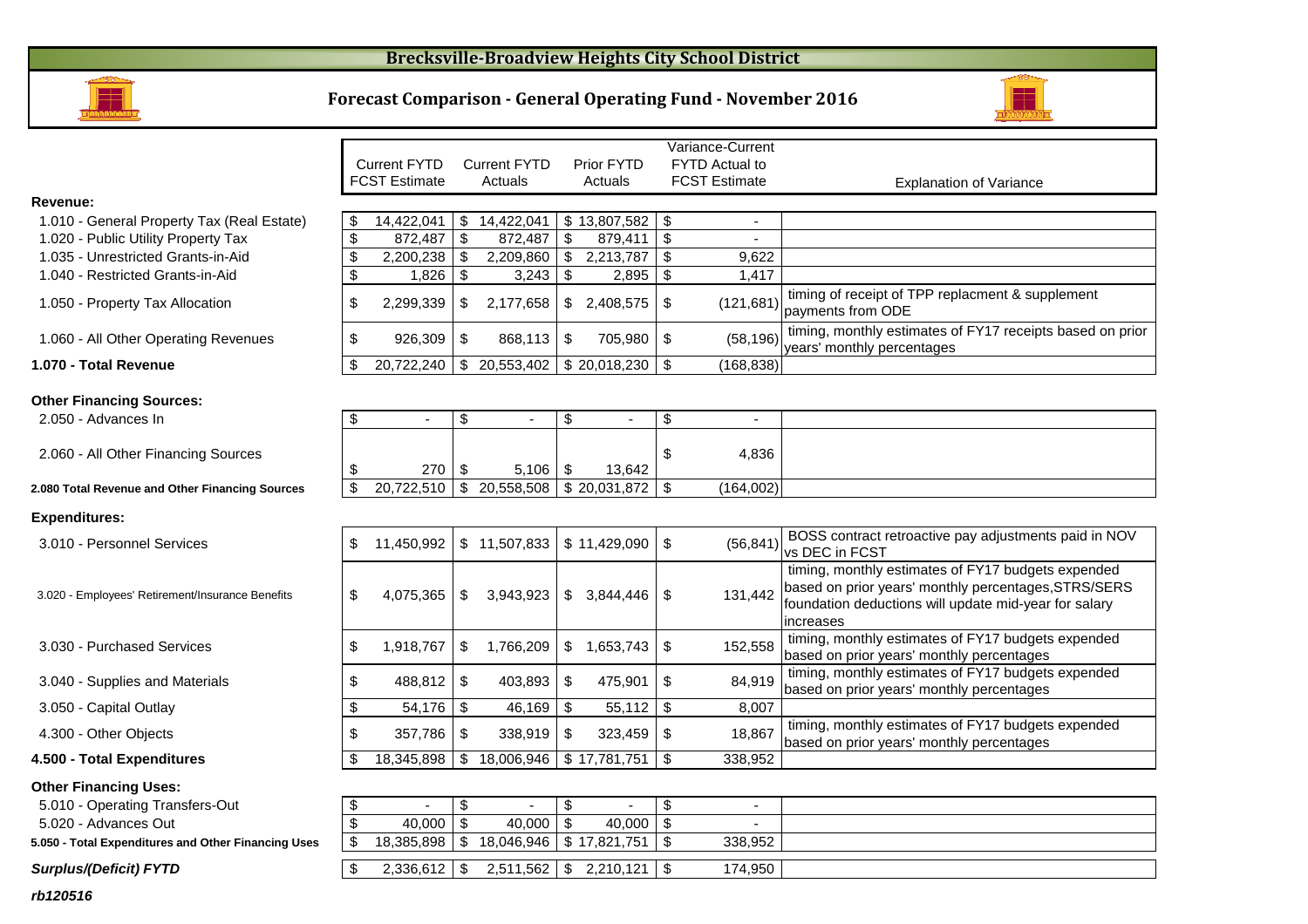# Brecksville-Broadview Heights City School District

## Forecast Comparison - General Operating Fund - November 2016

| | Current FYTD FCST Estimate | Current FYTD Actuals | Prior FYTD Actuals | Variance-Current FYTD Actual to FCST Estimate | Explanation of Variance |
|---|---|---|---|---|---|
| **Revenue:** | | | | | |
| 1.010 - General Property Tax (Real Estate) | $ 14,422,041 | $ 14,422,041 | $ 13,807,582 | $ - | |
| 1.020 - Public Utility Property Tax | $ 872,487 | $ 872,487 | $ 879,411 | $ - | |
| 1.035 - Unrestricted Grants-in-Aid | $ 2,200,238 | $ 2,209,860 | $ 2,213,787 | $ 9,622 | |
| 1.040 - Restricted Grants-in-Aid | $ 1,826 | $ 3,243 | $ 2,895 | $ 1,417 | |
| 1.050 - Property Tax Allocation | $ 2,299,339 | $ 2,177,658 | $ 2,408,575 | $ (121,681) | timing of receipt of TPP replacment & supplement payments from ODE |
| 1.060 - All Other Operating Revenues | $ 926,309 | $ 868,113 | $ 705,980 | $ (58,196) | timing, monthly estimates of FY17 receipts based on prior years' monthly percentages |
| **1.070 - Total Revenue** | $ 20,722,240 | $ 20,553,402 | $ 20,018,230 | $ (168,838) | |
| **Other Financing Sources:** | | | | | |
| 2.050 - Advances In | $ - | $ - | $ - | $ - | |
| 2.060 - All Other Financing Sources | $ 270 | $ 5,106 | $ 13,642 | $ 4,836 | |
| **2.080 Total Revenue and Other Financing Sources** | $ 20,722,510 | $ 20,558,508 | $ 20,031,872 | $ (164,002) | |
| **Expenditures:** | | | | | |
| 3.010 - Personnel Services | $ 11,450,992 | $ 11,507,833 | $ 11,429,090 | $ (56,841) | BOSS contract retroactive pay adjustments paid in NOV vs DEC in FCST |
| 3.020 - Employees' Retirement/Insurance Benefits | $ 4,075,365 | $ 3,943,923 | $ 3,844,446 | $ 131,442 | timing, monthly estimates of FY17 budgets expended based on prior years' monthly percentages,STRS/SERS foundation deductions will update mid-year for salary increases |
| 3.030 - Purchased Services | $ 1,918,767 | $ 1,766,209 | $ 1,653,743 | $ 152,558 | timing, monthly estimates of FY17 budgets expended based on prior years' monthly percentages |
| 3.040 - Supplies and Materials | $ 488,812 | $ 403,893 | $ 475,901 | $ 84,919 | timing, monthly estimates of FY17 budgets expended based on prior years' monthly percentages |
| 3.050 - Capital Outlay | $ 54,176 | $ 46,169 | $ 55,112 | $ 8,007 | |
| 4.300 - Other Objects | $ 357,786 | $ 338,919 | $ 323,459 | $ 18,867 | timing, monthly estimates of FY17 budgets expended based on prior years' monthly percentages |
| **4.500 - Total Expenditures** | $ 18,345,898 | $ 18,006,946 | $ 17,781,751 | $ 338,952 | |
| **Other Financing Uses:** | | | | | |
| 5.010 - Operating Transfers-Out | $ - | $ - | $ - | $ - | |
| 5.020 - Advances Out | $ 40,000 | $ 40,000 | $ 40,000 | $ - | |
| **5.050 - Total Expenditures and Other Financing Uses** | $ 18,385,898 | $ 18,046,946 | $ 17,821,751 | $ 338,952 | |
| ***Surplus/(Deficit) FYTD*** | $ 2,336,612 | $ 2,511,562 | $ 2,210,121 | $ 174,950 | |

***rb120516***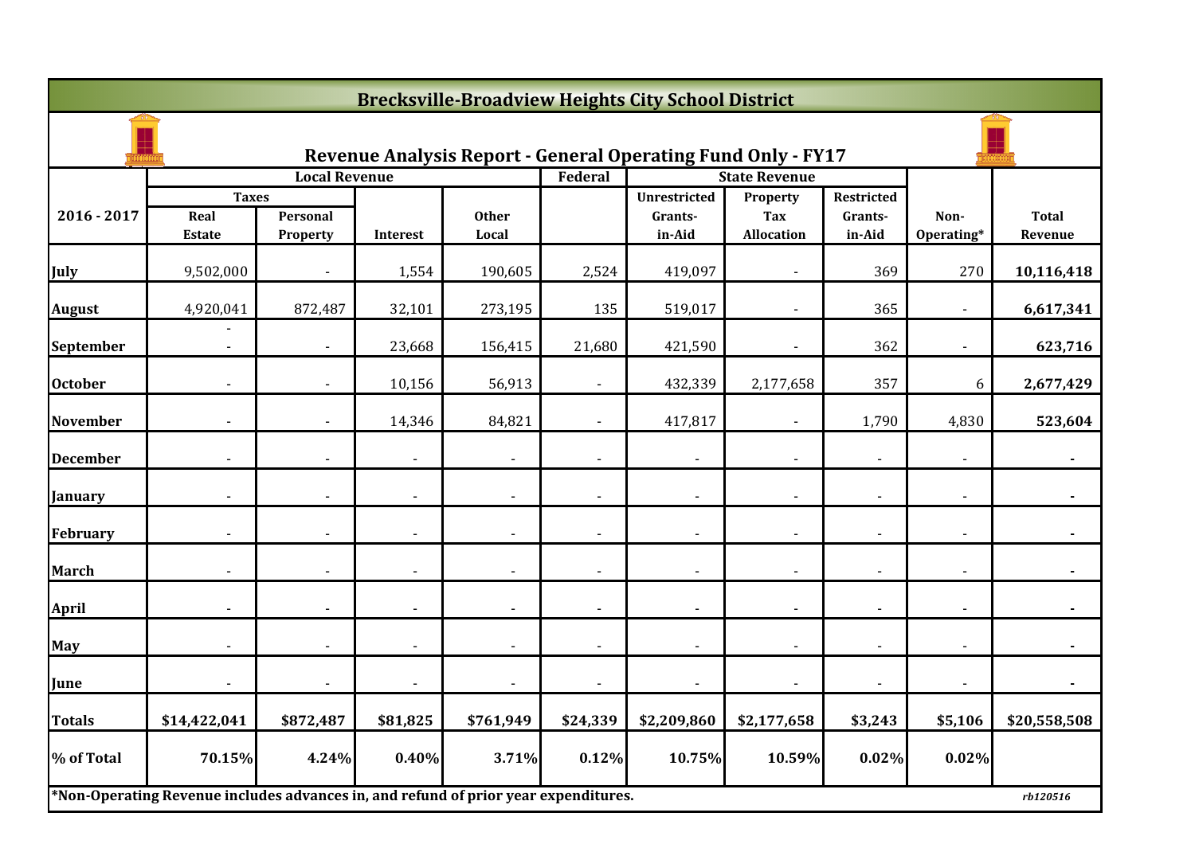# Brecksville-Broadview Heights City School District

## Revenue Analysis Report - General Operating Fund Only - FY17

| 2016 - 2017 | Local Revenue | | | | Federal | State Revenue | | | Non-Operating* | Total Revenue |
|---|---|---|---|---|---|---|---|---|---|---|
| | Taxes | | | | | | | | | |
| | Real Estate | Personal Property | Interest | Other Local | | Unrestricted Grants-in-Aid | Property Tax Allocation | Restricted Grants-in-Aid | | |
| **July** | 9,502,000 | - | 1,554 | 190,605 | 2,524 | 419,097 | - | 369 | 270 | **10,116,418** |
| **August** | 4,920,041 | 872,487 | 32,101 | 273,195 | 135 | 519,017 | - | 365 | - | **6,617,341** |
| **September** | - - | - | 23,668 | 156,415 | 21,680 | 421,590 | - | 362 | - | **623,716** |
| **October** | - | - | 10,156 | 56,913 | - | 432,339 | 2,177,658 | 357 | 6 | **2,677,429** |
| **November** | - | - | 14,346 | 84,821 | - | 417,817 | - | 1,790 | 4,830 | **523,604** |
| **December** | - | - | - | - | - | - | - | - | - | **-** |
| **January** | - | - | - | - | - | - | - | - | - | **-** |
| **February** | - | - | - | - | - | - | - | - | - | **-** |
| **March** | - | - | - | - | - | - | - | - | - | **-** |
| **April** | - | - | - | - | - | - | - | - | - | **-** |
| **May** | - | - | - | - | - | - | - | - | - | **-** |
| **June** | - | - | - | - | - | - | - | - | - | **-** |
| **Totals** | **$14,422,041** | **$872,487** | **$81,825** | **$761,949** | **$24,339** | **$2,209,860** | **$2,177,658** | **$3,243** | **$5,106** | **$20,558,508** |
| **% of Total** | **70.15%** | **4.24%** | **0.40%** | **3.71%** | **0.12%** | **10.75%** | **10.59%** | **0.02%** | **0.02%** | |

**\*Non-Operating Revenue includes advances in, and refund of prior year expenditures.**

*rb120516*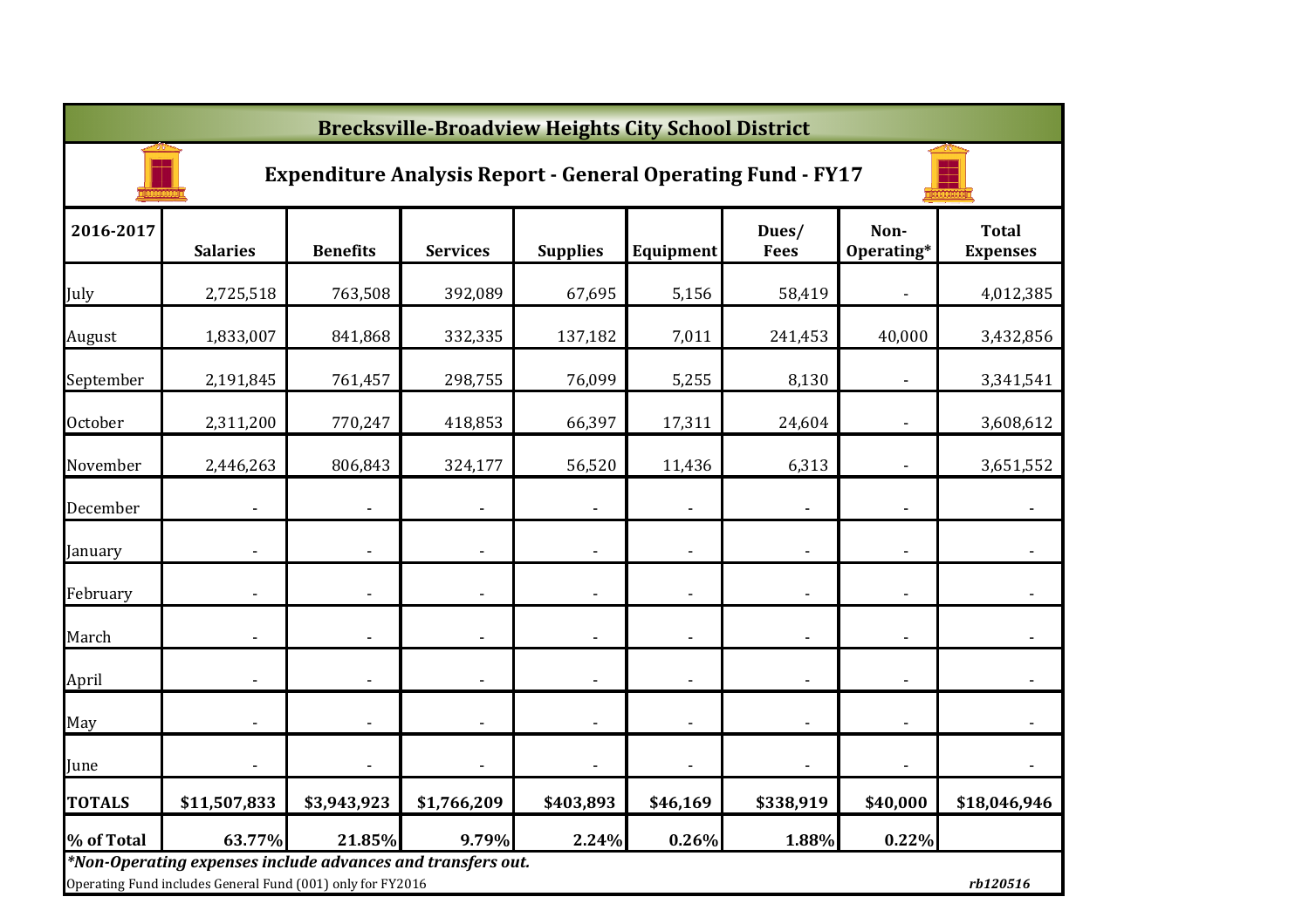# Brecksville-Broadview Heights City School District

## Expenditure Analysis Report - General Operating Fund - FY17

| 2016-2017 | Salaries | Benefits | Services | Supplies | Equipment | Dues/ Fees | Non-Operating* | Total Expenses |
|---|---|---|---|---|---|---|---|---|
| July | 2,725,518 | 763,508 | 392,089 | 67,695 | 5,156 | 58,419 | - | 4,012,385 |
| August | 1,833,007 | 841,868 | 332,335 | 137,182 | 7,011 | 241,453 | 40,000 | 3,432,856 |
| September | 2,191,845 | 761,457 | 298,755 | 76,099 | 5,255 | 8,130 | - | 3,341,541 |
| October | 2,311,200 | 770,247 | 418,853 | 66,397 | 17,311 | 24,604 | - | 3,608,612 |
| November | 2,446,263 | 806,843 | 324,177 | 56,520 | 11,436 | 6,313 | - | 3,651,552 |
| December | - | - | - | - | - | - | - | - |
| January | - | - | - | - | - | - | - | - |
| February | - | - | - | - | - | - | - | - |
| March | - | - | - | - | - | - | - | - |
| April | - | - | - | - | - | - | - | - |
| May | - | - | - | - | - | - | - | - |
| June | - | - | - | - | - | - | - | - |
| **TOTALS** | **$11,507,833** | **$3,943,923** | **$1,766,209** | **$403,893** | **$46,169** | **$338,919** | **$40,000** | **$18,046,946** |
| **% of Total** | **63.77%** | **21.85%** | **9.79%** | **2.24%** | **0.26%** | **1.88%** | **0.22%** | |

***Non-Operating expenses include advances and transfers out.***

Operating Fund includes General Fund (001) only for FY2016

*rb120516*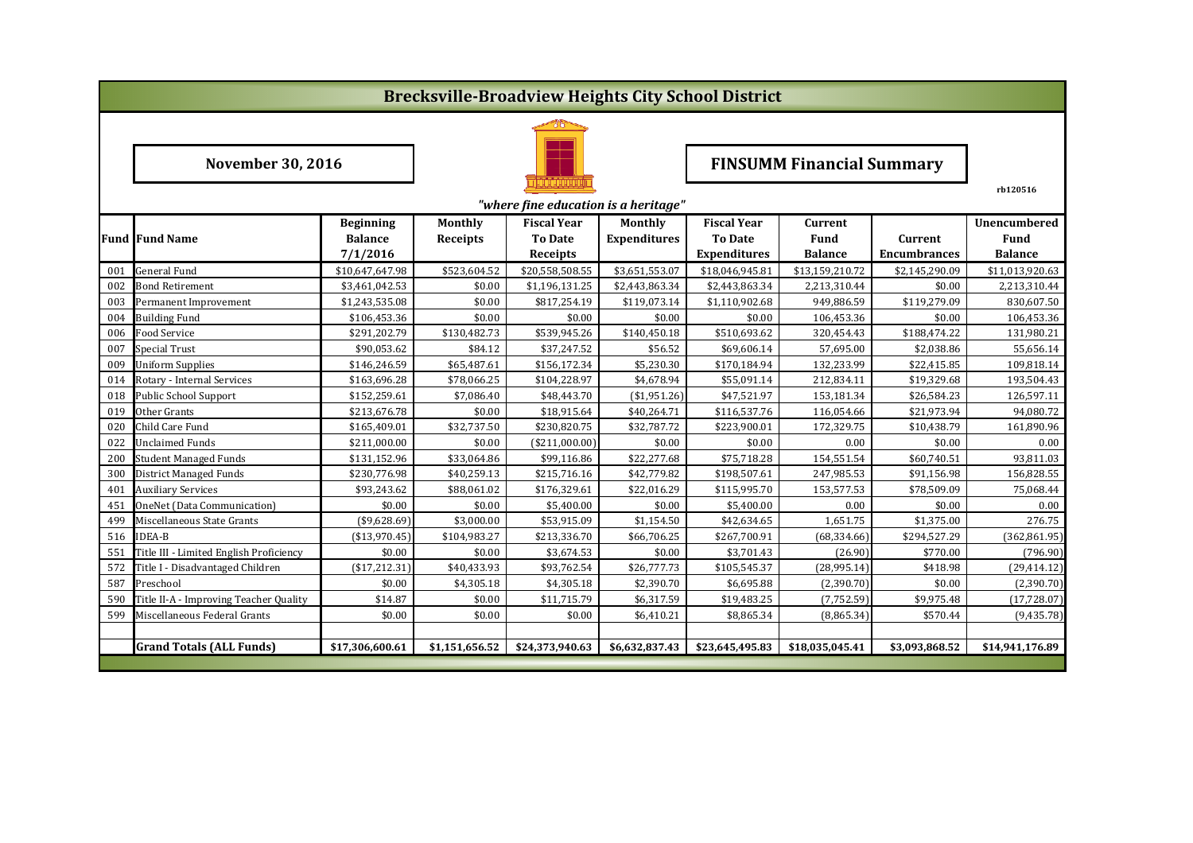# Brecksville-Broadview Heights City School District

**November 30, 2016**

## FINSUMM Financial Summary

rb120516

*"where fine education is a heritage"*

| Fund | Fund Name | Beginning Balance 7/1/2016 | Monthly Receipts | Fiscal Year To Date Receipts | Monthly Expenditures | Fiscal Year To Date Expenditures | Current Fund Balance | Current Encumbrances | Unencumbered Fund Balance |
|---|---|---|---|---|---|---|---|---|---|
| 001 | General Fund | $10,647,647.98 | $523,604.52 | $20,558,508.55 | $3,651,553.07 | $18,046,945.81 | $13,159,210.72 | $2,145,290.09 | $11,013,920.63 |
| 002 | Bond Retirement | $3,461,042.53 | $0.00 | $1,196,131.25 | $2,443,863.34 | $2,443,863.34 | 2,213,310.44 | $0.00 | 2,213,310.44 |
| 003 | Permanent Improvement | $1,243,535.08 | $0.00 | $817,254.19 | $119,073.14 | $1,110,902.68 | 949,886.59 | $119,279.09 | 830,607.50 |
| 004 | Building Fund | $106,453.36 | $0.00 | $0.00 | $0.00 | $0.00 | 106,453.36 | $0.00 | 106,453.36 |
| 006 | Food Service | $291,202.79 | $130,482.73 | $539,945.26 | $140,450.18 | $510,693.62 | 320,454.43 | $188,474.22 | 131,980.21 |
| 007 | Special Trust | $90,053.62 | $84.12 | $37,247.52 | $56.52 | $69,606.14 | 57,695.00 | $2,038.86 | 55,656.14 |
| 009 | Uniform Supplies | $146,246.59 | $65,487.61 | $156,172.34 | $5,230.30 | $170,184.94 | 132,233.99 | $22,415.85 | 109,818.14 |
| 014 | Rotary - Internal Services | $163,696.28 | $78,066.25 | $104,228.97 | $4,678.94 | $55,091.14 | 212,834.11 | $19,329.68 | 193,504.43 |
| 018 | Public School Support | $152,259.61 | $7,086.40 | $48,443.70 | ($1,951.26) | $47,521.97 | 153,181.34 | $26,584.23 | 126,597.11 |
| 019 | Other Grants | $213,676.78 | $0.00 | $18,915.64 | $40,264.71 | $116,537.76 | 116,054.66 | $21,973.94 | 94,080.72 |
| 020 | Child Care Fund | $165,409.01 | $32,737.50 | $230,820.75 | $32,787.72 | $223,900.01 | 172,329.75 | $10,438.79 | 161,890.96 |
| 022 | Unclaimed Funds | $211,000.00 | $0.00 | ($211,000.00) | $0.00 | $0.00 | 0.00 | $0.00 | 0.00 |
| 200 | Student Managed Funds | $131,152.96 | $33,064.86 | $99,116.86 | $22,277.68 | $75,718.28 | 154,551.54 | $60,740.51 | 93,811.03 |
| 300 | District Managed Funds | $230,776.98 | $40,259.13 | $215,716.16 | $42,779.82 | $198,507.61 | 247,985.53 | $91,156.98 | 156,828.55 |
| 401 | Auxiliary Services | $93,243.62 | $88,061.02 | $176,329.61 | $22,016.29 | $115,995.70 | 153,577.53 | $78,509.09 | 75,068.44 |
| 451 | OneNet (Data Communication) | $0.00 | $0.00 | $5,400.00 | $0.00 | $5,400.00 | 0.00 | $0.00 | 0.00 |
| 499 | Miscellaneous State Grants | ($9,628.69) | $3,000.00 | $53,915.09 | $1,154.50 | $42,634.65 | 1,651.75 | $1,375.00 | 276.75 |
| 516 | IDEA-B | ($13,970.45) | $104,983.27 | $213,336.70 | $66,706.25 | $267,700.91 | (68,334.66) | $294,527.29 | (362,861.95) |
| 551 | Title III - Limited English Proficiency | $0.00 | $0.00 | $3,674.53 | $0.00 | $3,701.43 | (26.90) | $770.00 | (796.90) |
| 572 | Title I - Disadvantaged Children | ($17,212.31) | $40,433.93 | $93,762.54 | $26,777.73 | $105,545.37 | (28,995.14) | $418.98 | (29,414.12) |
| 587 | Preschool | $0.00 | $4,305.18 | $4,305.18 | $2,390.70 | $6,695.88 | (2,390.70) | $0.00 | (2,390.70) |
| 590 | Title II-A - Improving Teacher Quality | $14.87 | $0.00 | $11,715.79 | $6,317.59 | $19,483.25 | (7,752.59) | $9,975.48 | (17,728.07) |
| 599 | Miscellaneous Federal Grants | $0.00 | $0.00 | $0.00 | $6,410.21 | $8,865.34 | (8,865.34) | $570.44 | (9,435.78) |
| | | | | | | | | | |
| | **Grand Totals (ALL Funds)** | **$17,306,600.61** | **$1,151,656.52** | **$24,373,940.63** | **$6,632,837.43** | **$23,645,495.83** | **$18,035,045.41** | **$3,093,868.52** | **$14,941,176.89** |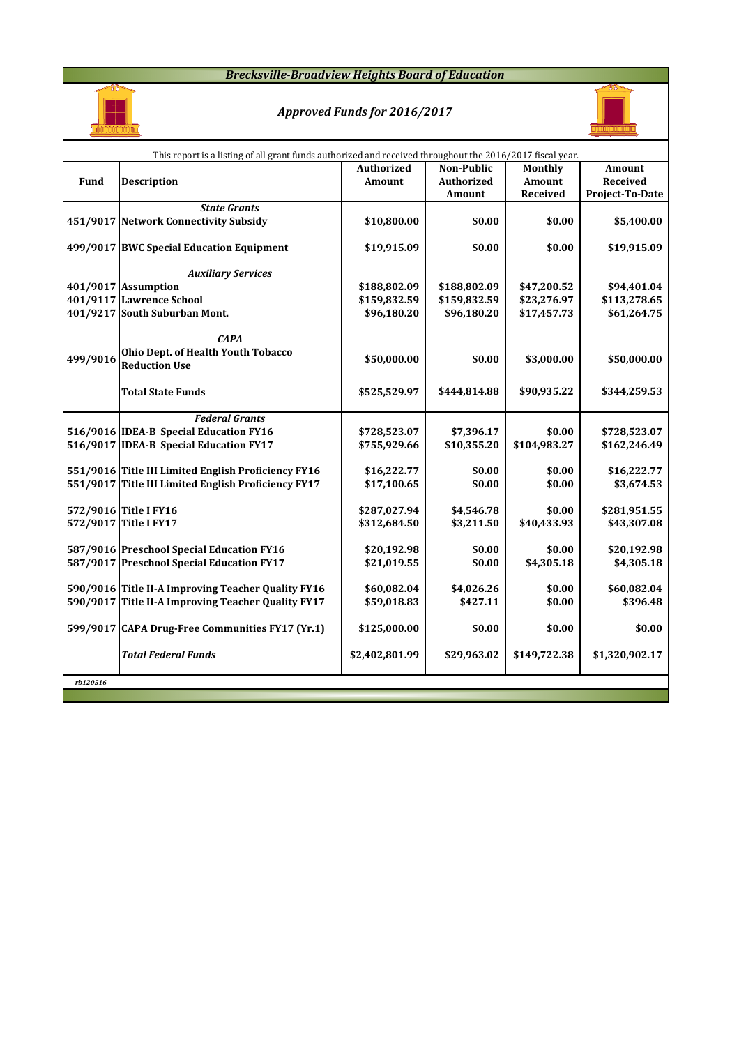# Brecksville-Broadview Heights Board of Education

## *Approved Funds for 2016/2017*

This report is a listing of all grant funds authorized and received throughout the 2016/2017 fiscal year.

| Fund | Description | Authorized Amount | Non-Public Authorized Amount | Monthly Amount Received | Amount Received Project-To-Date |
|---|---|---|---|---|---|
| | ***State Grants*** | | | | |
| 451/9017 | **Network Connectivity Subsidy** | $10,800.00 | $0.00 | $0.00 | $5,400.00 |
| 499/9017 | **BWC Special Education Equipment** | $19,915.09 | $0.00 | $0.00 | $19,915.09 |
| | ***Auxiliary Services*** | | | | |
| 401/9017 | **Assumption** | $188,802.09 | $188,802.09 | $47,200.52 | $94,401.04 |
| 401/9117 | **Lawrence School** | $159,832.59 | $159,832.59 | $23,276.97 | $113,278.65 |
| 401/9217 | **South Suburban Mont.** | $96,180.20 | $96,180.20 | $17,457.73 | $61,264.75 |
| | ***CAPA*** | | | | |
| 499/9016 | **Ohio Dept. of Health Youth Tobacco Reduction Use** | $50,000.00 | $0.00 | $3,000.00 | $50,000.00 |
| | **Total State Funds** | $525,529.97 | $444,814.88 | $90,935.22 | $344,259.53 |
| | ***Federal Grants*** | | | | |
| 516/9016 | **IDEA-B Special Education FY16** | $728,523.07 | $7,396.17 | $0.00 | $728,523.07 |
| 516/9017 | **IDEA-B Special Education FY17** | $755,929.66 | $10,355.20 | $104,983.27 | $162,246.49 |
| 551/9016 | **Title III Limited English Proficiency FY16** | $16,222.77 | $0.00 | $0.00 | $16,222.77 |
| 551/9017 | **Title III Limited English Proficiency FY17** | $17,100.65 | $0.00 | $0.00 | $3,674.53 |
| 572/9016 | **Title I FY16** | $287,027.94 | $4,546.78 | $0.00 | $281,951.55 |
| 572/9017 | **Title I FY17** | $312,684.50 | $3,211.50 | $40,433.93 | $43,307.08 |
| 587/9016 | **Preschool Special Education FY16** | $20,192.98 | $0.00 | $0.00 | $20,192.98 |
| 587/9017 | **Preschool Special Education FY17** | $21,019.55 | $0.00 | $4,305.18 | $4,305.18 |
| 590/9016 | **Title II-A Improving Teacher Quality FY16** | $60,082.04 | $4,026.26 | $0.00 | $60,082.04 |
| 590/9017 | **Title II-A Improving Teacher Quality FY17** | $59,018.83 | $427.11 | $0.00 | $396.48 |
| 599/9017 | **CAPA Drug-Free Communities FY17 (Yr.1)** | $125,000.00 | $0.00 | $0.00 | $0.00 |
| | ***Total Federal Funds*** | $2,402,801.99 | $29,963.02 | $149,722.38 | $1,320,902.17 |

*rb120516*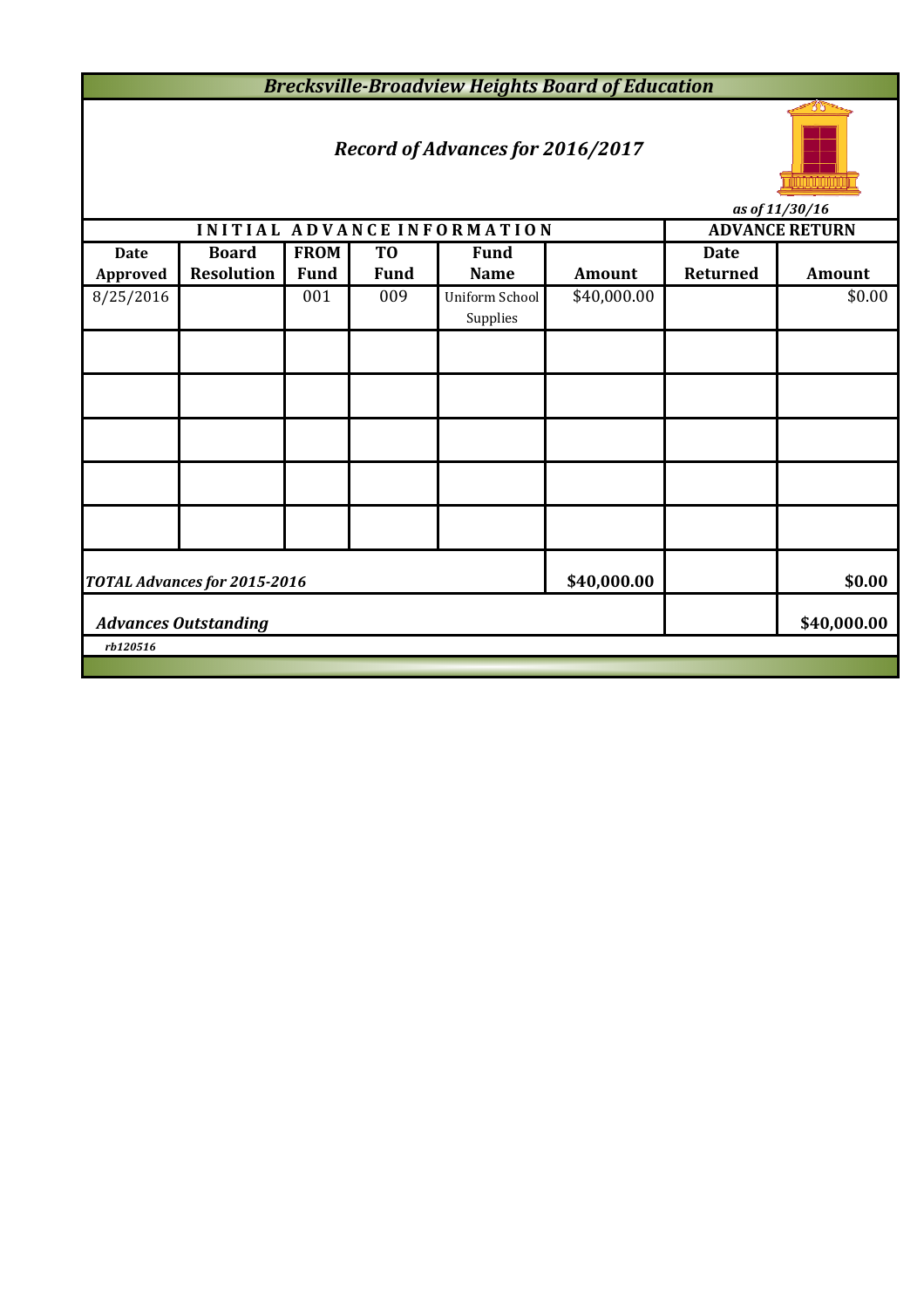# *Brecksville-Broadview Heights Board of Education*

## *Record of Advances for 2016/2017*

*as of 11/30/16*

| INITIAL ADVANCE INFORMATION | | | | | | ADVANCE RETURN | |
|---|---|---|---|---|---|---|---|
| **Date Approved** | **Board Resolution** | **FROM Fund** | **TO Fund** | **Fund Name** | **Amount** | **Date Returned** | **Amount** |
| 8/25/2016 | | 001 | 009 | Uniform School Supplies | $40,000.00 | | $0.00 |
| | | | | | | | |
| | | | | | | | |
| | | | | | | | |
| | | | | | | | |
| | | | | | | | |
| ***TOTAL Advances for 2015-2016*** | | | | | **$40,000.00** | | **$0.00** |
| ***Advances Outstanding*** | | | | | | | **$40,000.00** |

*rb120516*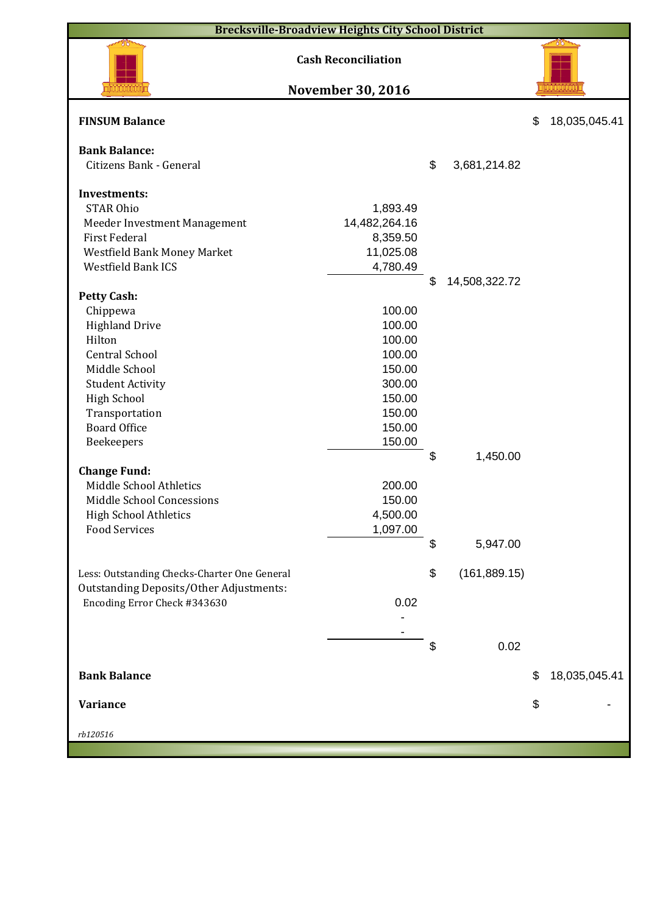# Brecksville-Broadview Heights City School District

## Cash Reconciliation

## November 30, 2016

| | | | |
|---|---|---|---|
| **FINSUM Balance** | | | $ 18,035,045.41 |
| | | | |
| **Bank Balance:** | | | |
| Citizens Bank - General | | $ 3,681,214.82 | |
| | | | |
| **Investments:** | | | |
| STAR Ohio | 1,893.49 | | |
| Meeder Investment Management | 14,482,264.16 | | |
| First Federal | 8,359.50 | | |
| Westfield Bank Money Market | 11,025.08 | | |
| Westfield Bank ICS | 4,780.49 | | |
| | | $ 14,508,322.72 | |
| **Petty Cash:** | | | |
| Chippewa | 100.00 | | |
| Highland Drive | 100.00 | | |
| Hilton | 100.00 | | |
| Central School | 100.00 | | |
| Middle School | 150.00 | | |
| Student Activity | 300.00 | | |
| High School | 150.00 | | |
| Transportation | 150.00 | | |
| Board Office | 150.00 | | |
| Beekeepers | 150.00 | | |
| | | $ 1,450.00 | |
| **Change Fund:** | | | |
| Middle School Athletics | 200.00 | | |
| Middle School Concessions | 150.00 | | |
| High School Athletics | 4,500.00 | | |
| Food Services | 1,097.00 | | |
| | | $ 5,947.00 | |
| | | | |
| Less: Outstanding Checks-Charter One General | | $ (161,889.15) | |
| Outstanding Deposits/Other Adjustments: | | | |
| Encoding Error Check #343630 | 0.02 | | |
| | - | | |
| | - | | |
| | | $ 0.02 | |
| | | | |
| **Bank Balance** | | | $ 18,035,045.41 |
| | | | |
| **Variance** | | | $ - |

*rb120516*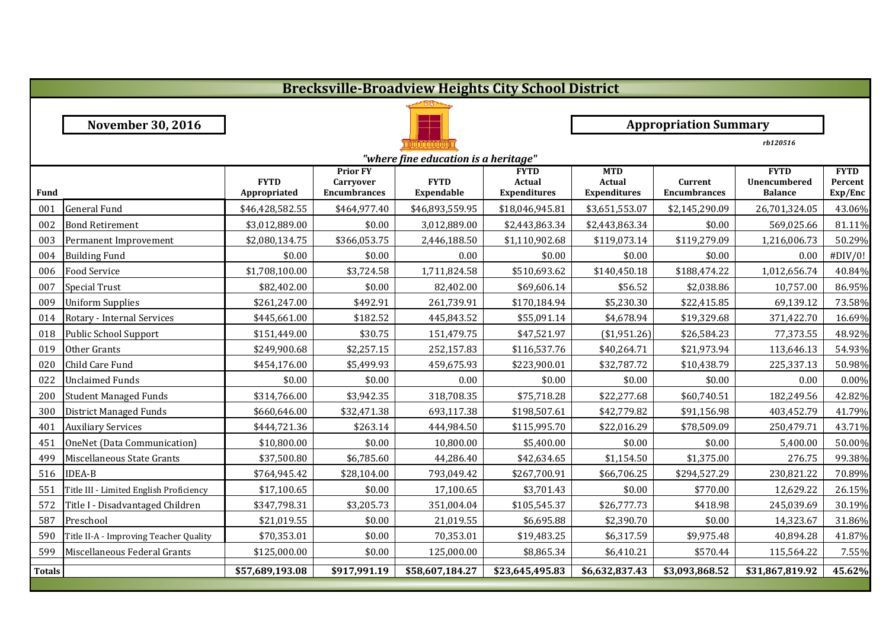# Brecksville-Broadview Heights City School District

**November 30, 2016**

**Appropriation Summary**

*rb120516*

*"where fine education is a heritage"*

| Fund | | FYTD Appropriated | Prior FY Carryover Encumbrances | FYTD Expendable | FYTD Actual Expenditures | MTD Actual Expenditures | Current Encumbrances | FYTD Unencumbered Balance | FYTD Percent Exp/Enc |
|---|---|---|---|---|---|---|---|---|---|
| 001 | General Fund | $46,428,582.55 | $464,977.40 | $46,893,559.95 | $18,046,945.81 | $3,651,553.07 | $2,145,290.09 | 26,701,324.05 | 43.06% |
| 002 | Bond Retirement | $3,012,889.00 | $0.00 | 3,012,889.00 | $2,443,863.34 | $2,443,863.34 | $0.00 | 569,025.66 | 81.11% |
| 003 | Permanent Improvement | $2,080,134.75 | $366,053.75 | 2,446,188.50 | $1,110,902.68 | $119,073.14 | $119,279.09 | 1,216,006.73 | 50.29% |
| 004 | Building Fund | $0.00 | $0.00 | 0.00 | $0.00 | $0.00 | $0.00 | 0.00 | #DIV/0! |
| 006 | Food Service | $1,708,100.00 | $3,724.58 | 1,711,824.58 | $510,693.62 | $140,450.18 | $188,474.22 | 1,012,656.74 | 40.84% |
| 007 | Special Trust | $82,402.00 | $0.00 | 82,402.00 | $69,606.14 | $56.52 | $2,038.86 | 10,757.00 | 86.95% |
| 009 | Uniform Supplies | $261,247.00 | $492.91 | 261,739.91 | $170,184.94 | $5,230.30 | $22,415.85 | 69,139.12 | 73.58% |
| 014 | Rotary - Internal Services | $445,661.00 | $182.52 | 445,843.52 | $55,091.14 | $4,678.94 | $19,329.68 | 371,422.70 | 16.69% |
| 018 | Public School Support | $151,449.00 | $30.75 | 151,479.75 | $47,521.97 | ($1,951.26) | $26,584.23 | 77,373.55 | 48.92% |
| 019 | Other Grants | $249,900.68 | $2,257.15 | 252,157.83 | $116,537.76 | $40,264.71 | $21,973.94 | 113,646.13 | 54.93% |
| 020 | Child Care Fund | $454,176.00 | $5,499.93 | 459,675.93 | $223,900.01 | $32,787.72 | $10,438.79 | 225,337.13 | 50.98% |
| 022 | Unclaimed Funds | $0.00 | $0.00 | 0.00 | $0.00 | $0.00 | $0.00 | 0.00 | 0.00% |
| 200 | Student Managed Funds | $314,766.00 | $3,942.35 | 318,708.35 | $75,718.28 | $22,277.68 | $60,740.51 | 182,249.56 | 42.82% |
| 300 | District Managed Funds | $660,646.00 | $32,471.38 | 693,117.38 | $198,507.61 | $42,779.82 | $91,156.98 | 403,452.79 | 41.79% |
| 401 | Auxiliary Services | $444,721.36 | $263.14 | 444,984.50 | $115,995.70 | $22,016.29 | $78,509.09 | 250,479.71 | 43.71% |
| 451 | OneNet (Data Communication) | $10,800.00 | $0.00 | 10,800.00 | $5,400.00 | $0.00 | $0.00 | 5,400.00 | 50.00% |
| 499 | Miscellaneous State Grants | $37,500.80 | $6,785.60 | 44,286.40 | $42,634.65 | $1,154.50 | $1,375.00 | 276.75 | 99.38% |
| 516 | IDEA-B | $764,945.42 | $28,104.00 | 793,049.42 | $267,700.91 | $66,706.25 | $294,527.29 | 230,821.22 | 70.89% |
| 551 | Title III - Limited English Proficiency | $17,100.65 | $0.00 | 17,100.65 | $3,701.43 | $0.00 | $770.00 | 12,629.22 | 26.15% |
| 572 | Title I - Disadvantaged Children | $347,798.31 | $3,205.73 | 351,004.04 | $105,545.37 | $26,777.73 | $418.98 | 245,039.69 | 30.19% |
| 587 | Preschool | $21,019.55 | $0.00 | 21,019.55 | $6,695.88 | $2,390.70 | $0.00 | 14,323.67 | 31.86% |
| 590 | Title II-A - Improving Teacher Quality | $70,353.01 | $0.00 | 70,353.01 | $19,483.25 | $6,317.59 | $9,975.48 | 40,894.28 | 41.87% |
| 599 | Miscellaneous Federal Grants | $125,000.00 | $0.00 | 125,000.00 | $8,865.34 | $6,410.21 | $570.44 | 115,564.22 | 7.55% |
| **Totals** | | **$57,689,193.08** | **$917,991.19** | **$58,607,184.27** | **$23,645,495.83** | **$6,632,837.43** | **$3,093,868.52** | **$31,867,819.92** | **45.62%** |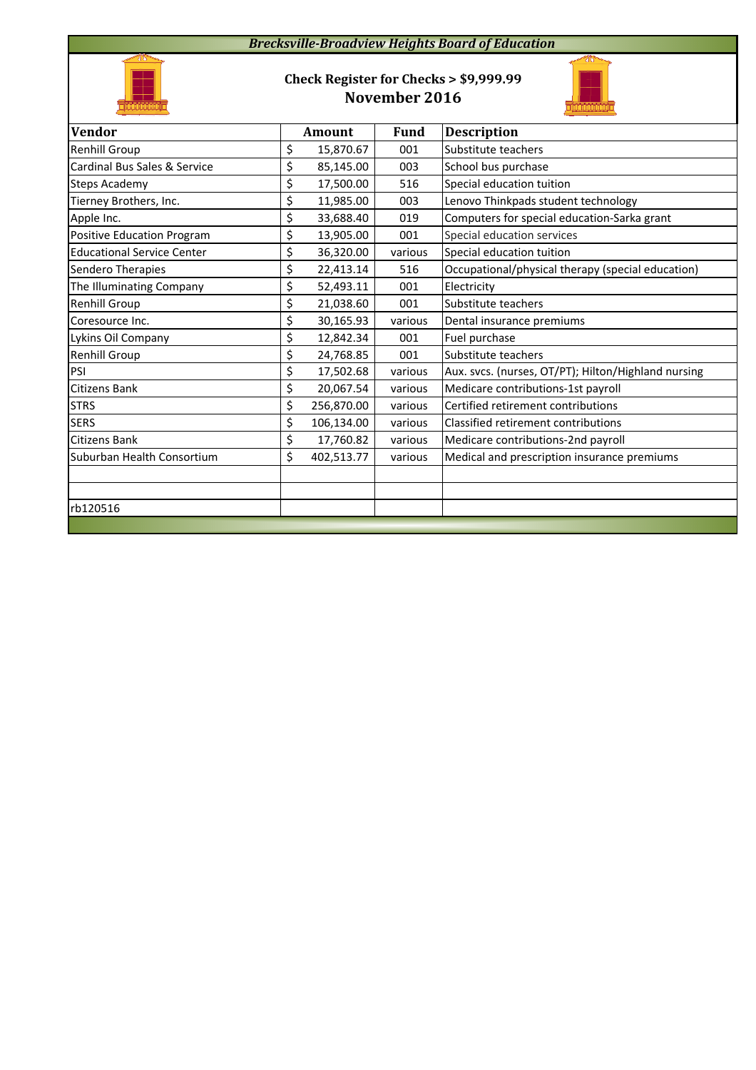*Brecksville-Broadview Heights Board of Education*

**Check Register for Checks > $9,999.99**
**November 2016**

| Vendor | Amount | Fund | Description |
|---|---|---|---|
| Renhill Group | $ 15,870.67 | 001 | Substitute teachers |
| Cardinal Bus Sales & Service | $ 85,145.00 | 003 | School bus purchase |
| Steps Academy | $ 17,500.00 | 516 | Special education tuition |
| Tierney Brothers, Inc. | $ 11,985.00 | 003 | Lenovo Thinkpads student technology |
| Apple Inc. | $ 33,688.40 | 019 | Computers for special education-Sarka grant |
| Positive Education Program | $ 13,905.00 | 001 | Special education services |
| Educational Service Center | $ 36,320.00 | various | Special education tuition |
| Sendero Therapies | $ 22,413.14 | 516 | Occupational/physical therapy (special education) |
| The Illuminating Company | $ 52,493.11 | 001 | Electricity |
| Renhill Group | $ 21,038.60 | 001 | Substitute teachers |
| Coresource Inc. | $ 30,165.93 | various | Dental insurance premiums |
| Lykins Oil Company | $ 12,842.34 | 001 | Fuel purchase |
| Renhill Group | $ 24,768.85 | 001 | Substitute teachers |
| PSI | $ 17,502.68 | various | Aux. svcs. (nurses, OT/PT); Hilton/Highland nursing |
| Citizens Bank | $ 20,067.54 | various | Medicare contributions-1st payroll |
| STRS | $ 256,870.00 | various | Certified retirement contributions |
| SERS | $ 106,134.00 | various | Classified retirement contributions |
| Citizens Bank | $ 17,760.82 | various | Medicare contributions-2nd payroll |
| Suburban Health Consortium | $ 402,513.77 | various | Medical and prescription insurance premiums |
| | | | |
| | | | |
| rb120516 | | | |